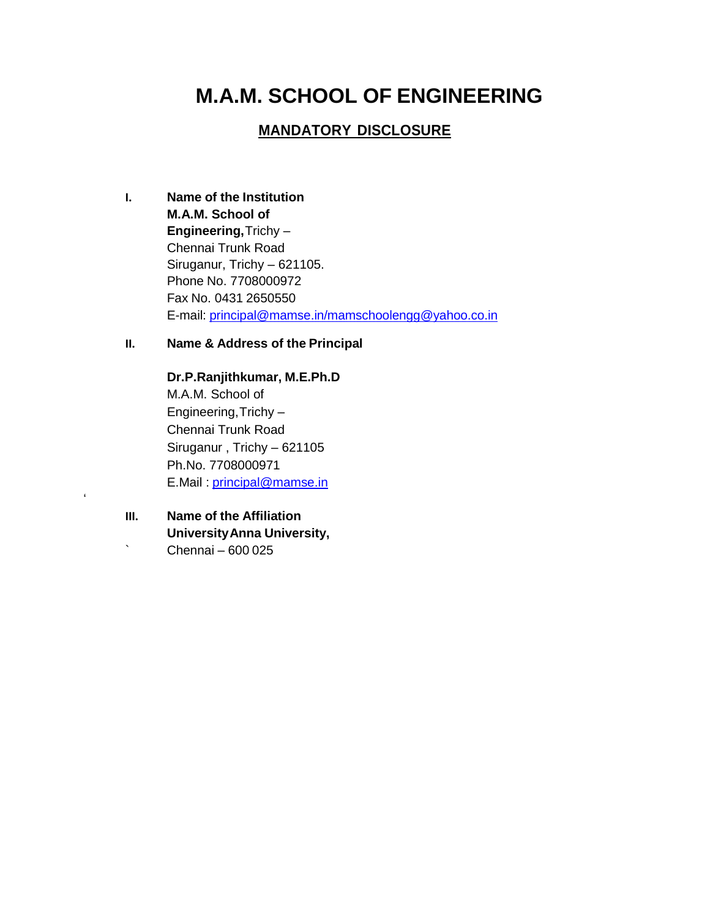# M.A.M. SCHOOL OF ENGINEERING

## MANDATORY DISCLOSURE

**I. Name of the Institution**

**M.A.M. School of Engineering,** Trichy – Chennai Trunk Road
Siruganur, Trichy – 621105.
Phone No. 7708000972
Fax No. 0431 2650550
E-mail: principal@mamse.in/mamschoolengg@yahoo.co.in

**II. Name & Address of the Principal**

**Dr.P.Ranjithkumar, M.E.Ph.D**
M.A.M. School of Engineering, Trichy – Chennai Trunk Road
Siruganur , Trichy – 621105
Ph.No. 7708000971
E.Mail : principal@mamse.in

**III. Name of the Affiliation University** **Anna University,**
Chennai – 600 025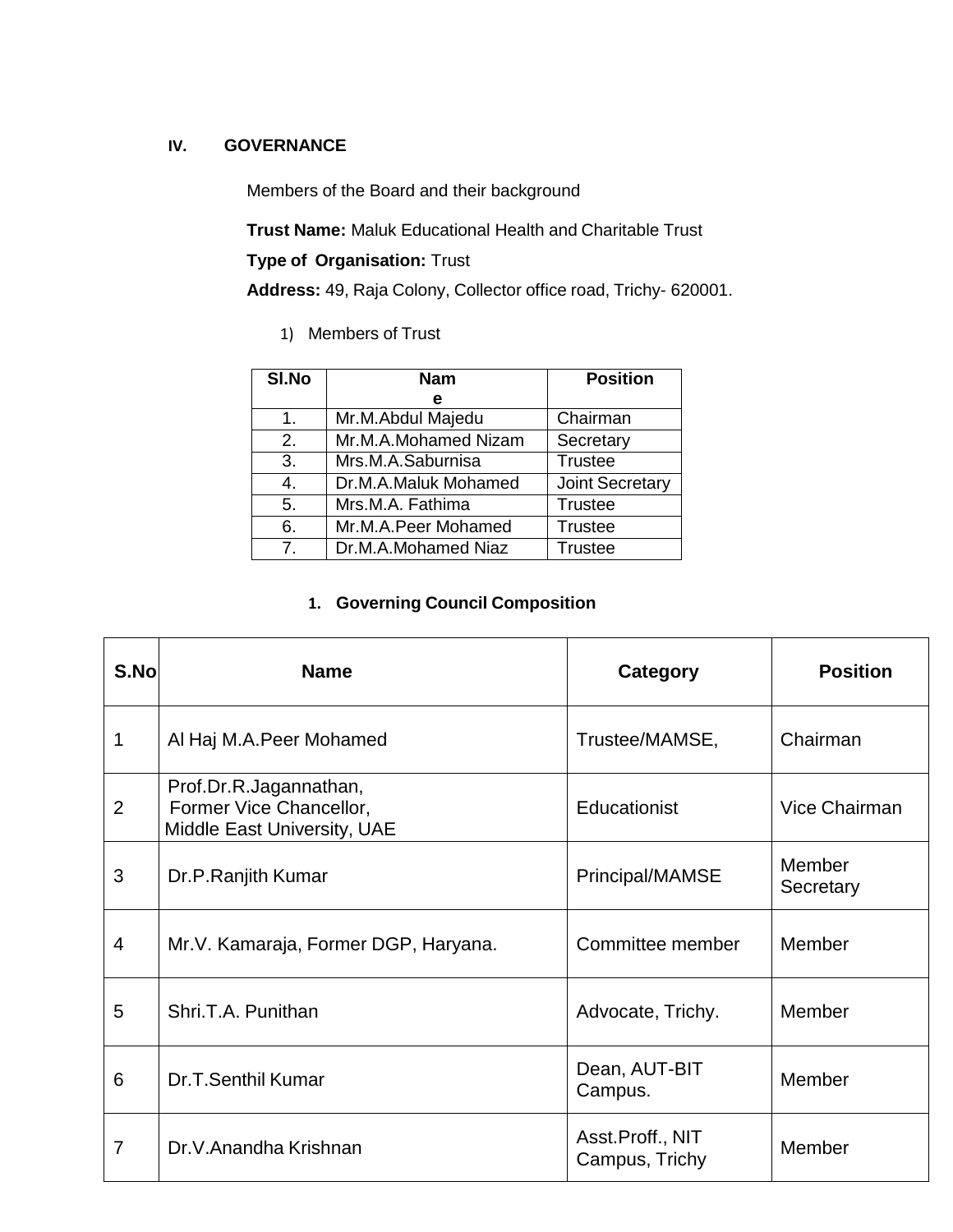## IV. GOVERNANCE

Members of the Board and their background

**Trust Name:** Maluk Educational Health and Charitable Trust

**Type of Organisation:** Trust

**Address:** 49, Raja Colony, Collector office road, Trichy- 620001.

1) Members of Trust

| Sl.No | Name | Position |
|---|---|---|
| 1. | Mr.M.Abdul Majedu | Chairman |
| 2. | Mr.M.A.Mohamed Nizam | Secretary |
| 3. | Mrs.M.A.Saburnisa | Trustee |
| 4. | Dr.M.A.Maluk Mohamed | Joint Secretary |
| 5. | Mrs.M.A. Fathima | Trustee |
| 6. | Mr.M.A.Peer Mohamed | Trustee |
| 7. | Dr.M.A.Mohamed Niaz | Trustee |

### 1. Governing Council Composition

| S.No | Name | Category | Position |
|---|---|---|---|
| 1 | Al Haj M.A.Peer Mohamed | Trustee/MAMSE, | Chairman |
| 2 | Prof.Dr.R.Jagannathan, Former Vice Chancellor, Middle East University, UAE | Educationist | Vice Chairman |
| 3 | Dr.P.Ranjith Kumar | Principal/MAMSE | Member Secretary |
| 4 | Mr.V. Kamaraja, Former DGP, Haryana. | Committee member | Member |
| 5 | Shri.T.A. Punithan | Advocate, Trichy. | Member |
| 6 | Dr.T.Senthil Kumar | Dean, AUT-BIT Campus. | Member |
| 7 | Dr.V.Anandha Krishnan | Asst.Proff., NIT Campus, Trichy | Member |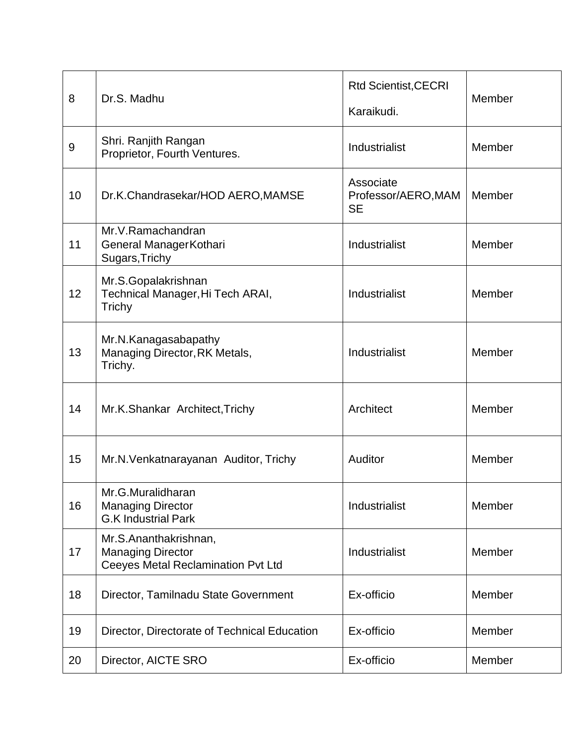| 8 | Dr.S. Madhu | Rtd Scientist,CECRI Karaikudi. | Member |
|---|---|---|---|
| 9 | Shri. Ranjith Rangan Proprietor, Fourth Ventures. | Industrialist | Member |
| 10 | Dr.K.Chandrasekar/HOD AERO,MAMSE | Associate Professor/AERO,MAMSE | Member |
| 11 | Mr.V.Ramachandran General ManagerKothari Sugars,Trichy | Industrialist | Member |
| 12 | Mr.S.Gopalakrishnan Technical Manager,Hi Tech ARAI, Trichy | Industrialist | Member |
| 13 | Mr.N.Kanagasabapathy Managing Director,RK Metals, Trichy. | Industrialist | Member |
| 14 | Mr.K.Shankar Architect,Trichy | Architect | Member |
| 15 | Mr.N.Venkatnarayanan Auditor, Trichy | Auditor | Member |
| 16 | Mr.G.Muralidharan Managing Director G.K Industrial Park | Industrialist | Member |
| 17 | Mr.S.Ananthakrishnan, Managing Director Ceeyes Metal Reclamination Pvt Ltd | Industrialist | Member |
| 18 | Director, Tamilnadu State Government | Ex-officio | Member |
| 19 | Director, Directorate of Technical Education | Ex-officio | Member |
| 20 | Director, AICTE SRO | Ex-officio | Member |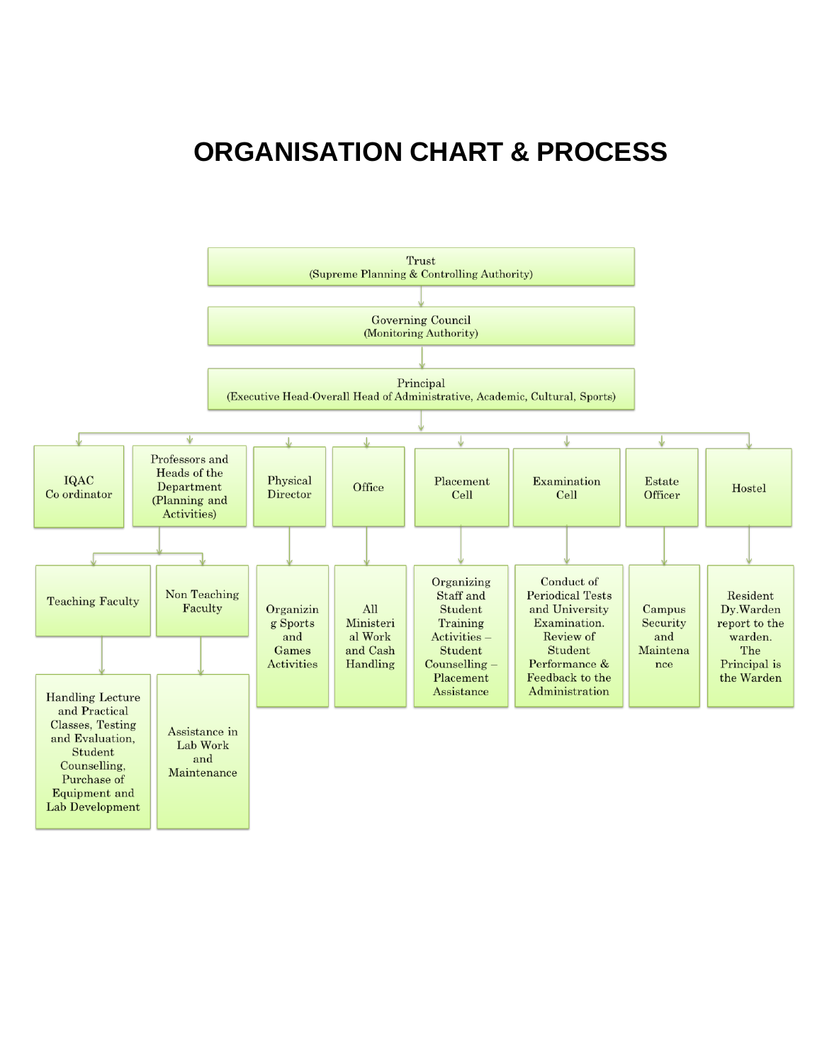# ORGANISATION CHART & PROCESS

- **Trust** (Supreme Planning & Controlling Authority)
  - **Governing Council** (Monitoring Authority)
    - **Principal** (Executive Head-Overall Head of Administrative, Academic, Cultural, Sports)
      - **IQAC Co ordinator**
      - **Professors and Heads of the Department (Planning and Activities)**
        - **Teaching Faculty**
          - Handling Lecture and Practical Classes, Testing and Evaluation, Student Counselling, Purchase of Equipment and Lab Development
        - **Non Teaching Faculty**
          - Assistance in Lab Work and Maintenance
      - **Physical Director**
        - Organizing Sports and Games Activities
      - **Office**
        - All Ministerial Work and Cash Handling
      - **Placement Cell**
        - Organizing Staff and Student Training Activities – Student Counselling – Placement Assistance
      - **Examination Cell**
        - Conduct of Periodical Tests and University Examination. Review of Student Performance & Feedback to the Administration
      - **Estate Officer**
        - Campus Security and Maintenance
      - **Hostel**
        - Resident Dy.Warden report to the warden. The Principal is the Warden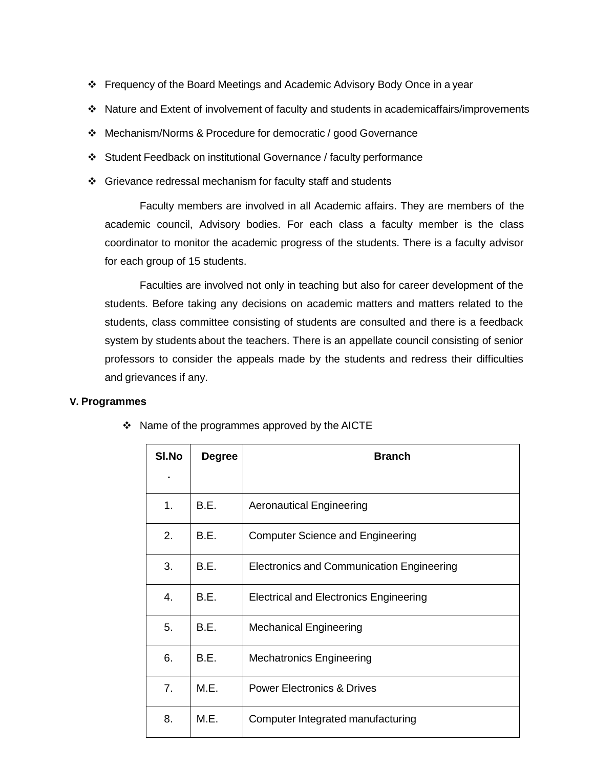- Frequency of the Board Meetings and Academic Advisory Body Once in a year
- Nature and Extent of involvement of faculty and students in academicaffairs/improvements
- Mechanism/Norms & Procedure for democratic / good Governance
- Student Feedback on institutional Governance / faculty performance
- Grievance redressal mechanism for faculty staff and students

Faculty members are involved in all Academic affairs. They are members of the academic council, Advisory bodies. For each class a faculty member is the class coordinator to monitor the academic progress of the students. There is a faculty advisor for each group of 15 students.

Faculties are involved not only in teaching but also for career development of the students. Before taking any decisions on academic matters and matters related to the students, class committee consisting of students are consulted and there is a feedback system by students about the teachers. There is an appellate council consisting of senior professors to consider the appeals made by the students and redress their difficulties and grievances if any.

**V. Programmes**

- Name of the programmes approved by the AICTE

| Sl.No. | Degree | Branch |
|---|---|---|
| 1. | B.E. | Aeronautical Engineering |
| 2. | B.E. | Computer Science and Engineering |
| 3. | B.E. | Electronics and Communication Engineering |
| 4. | B.E. | Electrical and Electronics Engineering |
| 5. | B.E. | Mechanical Engineering |
| 6. | B.E. | Mechatronics Engineering |
| 7. | M.E. | Power Electronics & Drives |
| 8. | M.E. | Computer Integrated manufacturing |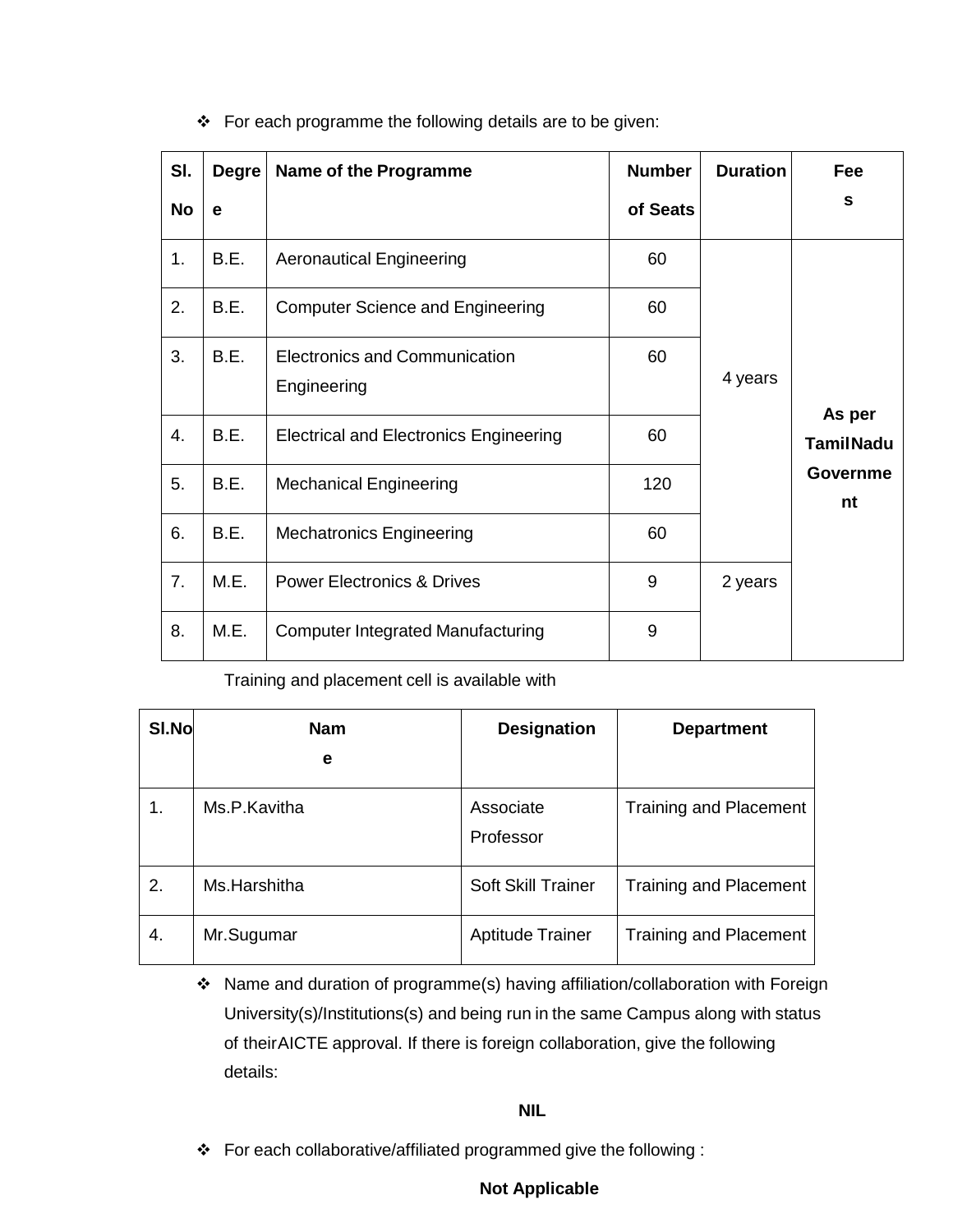- For each programme the following details are to be given:

| Sl. No | Degree | Name of the Programme | Number of Seats | Duration | Fees |
|---|---|---|---|---|---|
| 1. | B.E. | Aeronautical Engineering | 60 | 4 years | **As per TamilNadu Government** |
| 2. | B.E. | Computer Science and Engineering | 60 | | |
| 3. | B.E. | Electronics and Communication Engineering | 60 | | |
| 4. | B.E. | Electrical and Electronics Engineering | 60 | | |
| 5. | B.E. | Mechanical Engineering | 120 | | |
| 6. | B.E. | Mechatronics Engineering | 60 | | |
| 7. | M.E. | Power Electronics & Drives | 9 | 2 years | |
| 8. | M.E. | Computer Integrated Manufacturing | 9 | | |

Training and placement cell is available with

| Sl.No | Name | Designation | Department |
|---|---|---|---|
| 1. | Ms.P.Kavitha | Associate Professor | Training and Placement |
| 2. | Ms.Harshitha | Soft Skill Trainer | Training and Placement |
| 4. | Mr.Sugumar | Aptitude Trainer | Training and Placement |

- Name and duration of programme(s) having affiliation/collaboration with Foreign University(s)/Institutions(s) and being run in the same Campus along with status of theirAICTE approval. If there is foreign collaboration, give the following details:

**NIL**

- For each collaborative/affiliated programmed give the following :

**Not Applicable**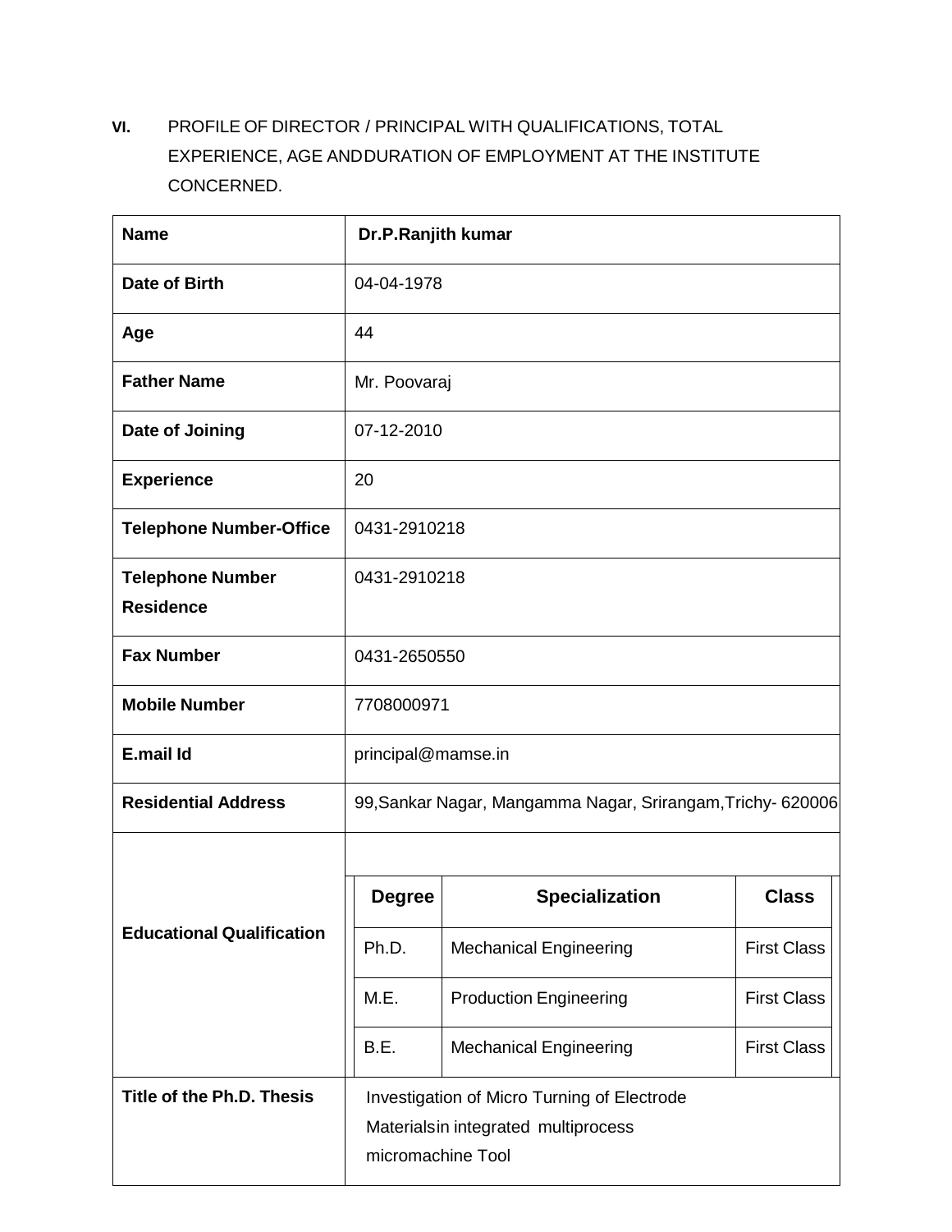**VI.** PROFILE OF DIRECTOR / PRINCIPAL WITH QUALIFICATIONS, TOTAL EXPERIENCE, AGE ANDDURATION OF EMPLOYMENT AT THE INSTITUTE CONCERNED.

| **Name** | **Dr.P.Ranjith kumar** |
|---|---|
| **Date of Birth** | 04-04-1978 |
| **Age** | 44 |
| **Father Name** | Mr. Poovaraj |
| **Date of Joining** | 07-12-2010 |
| **Experience** | 20 |
| **Telephone Number-Office** | 0431-2910218 |
| **Telephone Number Residence** | 0431-2910218 |
| **Fax Number** | 0431-2650550 |
| **Mobile Number** | 7708000971 |
| **E.mail Id** | principal@mamse.in |
| **Residential Address** | 99,Sankar Nagar, Mangamma Nagar, Srirangam,Trichy- 620006 |
| **Educational Qualification** | **Degree** / **Specialization** / **Class**: Ph.D. – Mechanical Engineering – First Class; M.E. – Production Engineering – First Class; B.E. – Mechanical Engineering – First Class |
| **Title of the Ph.D. Thesis** | Investigation of Micro Turning of Electrode Materialsin integrated multiprocess micromachine Tool |

**Educational Qualification**

| Degree | Specialization | Class |
|---|---|---|
| Ph.D. | Mechanical Engineering | First Class |
| M.E. | Production Engineering | First Class |
| B.E. | Mechanical Engineering | First Class |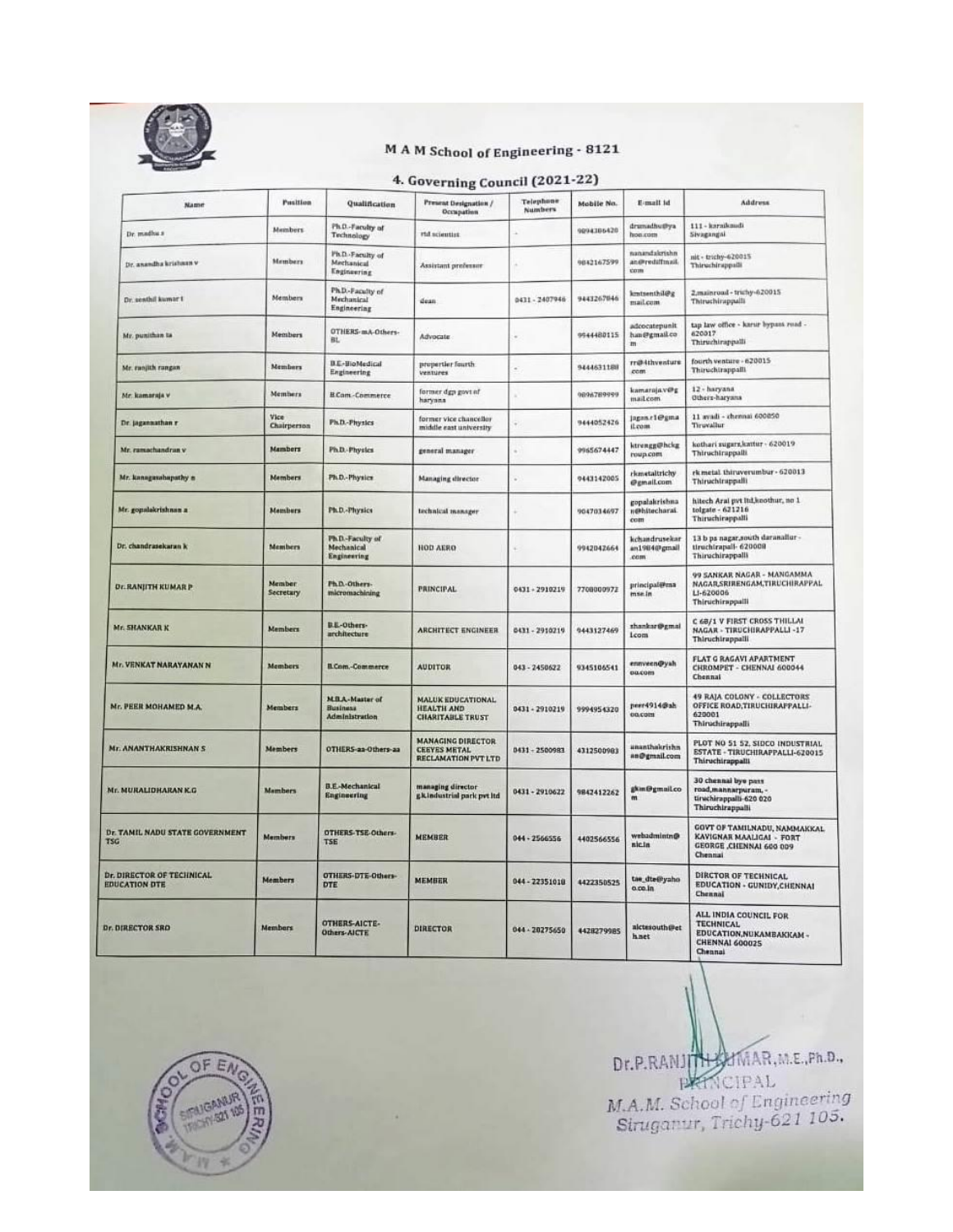# M A M School of Engineering - 8121

## 4. Governing Council (2021-22)

| Name | Position | Qualification | Present Designation / Occupation | Telephone Numbers | Mobile No. | E-mail Id | Address |
|---|---|---|---|---|---|---|---|
| Dr. madhu s | Members | Ph.D.-Faculty of Technology | rtd scientist | - | 9894306420 | drsmadhu@yahoo.com | 111 - karaikudi Sivagangai |
| Dr. anandha krishnan v | Members | Ph.D.-Faculty of Mechanical Engineering | Assistant professor | - | 9842167599 | nanandakrishnan@rediffmail.com | nit - trichy-620015 Thiruchirappalli |
| Dr. senthil kumar t | Members | Ph.D.-Faculty of Mechanical Engineering | dean | 0431 - 2407946 | 9443267846 | kmtsenthil@gmail.com | 2,mainroad - trichy-620015 Thiruchirappalli |
| Mr. punithan ta | Members | OTHERS-mA-Others-BL | Advocate | - | 9544480115 | adcocatepunithan@gmail.com | tap law office - karur bypass road - 620017 Thiruchirappalli |
| Mr. ranjith rangan | Members | B.E.-BioMedical Engineering | propertier fourth ventures | - | 9444631188 | rr@4thventure.com | fourth venture - 620015 Thiruchirappalli |
| Mr. kamaraja v | Members | B.Com.-Commerce | former dgp govt of haryana | - | 9896789999 | kamarajav@gmail.com | 12 - haryana Others-haryana |
| Dr. jagannathan r | Vice Chairperson | Ph.D.-Physics | former vice chancellor middle east university | - | 9444052426 | jagnn.r1@gmail.com | 11 avadi - chennai 600050 Tiruvallur |
| Mr. ramachandran v | Members | Ph.D.-Physics | general manager | - | 9965674447 | ktrengg@hckgroup.com | kothari sugars,kattur - 620019 Thiruchirappalli |
| Mr. kanagasabapathy n | Members | Ph.D.-Physics | Managing director | - | 9443142005 | rkmetaltrichy@gmail.com | rk metal thiruverumbur - 620013 Thiruchirappalli |
| Mr. gopalakrishnan a | Members | Ph.D.-Physics | technical manager | - | 9047034697 | gopalakrishnan@hitecharai.com | hitech Arai pvt ltd,koothur, no 1 tolgate - 621216 Thiruchirappalli |
| Dr. chandrasekaran k | Members | Ph.D.-Faculty of Mechanical Engineering | HOD AERO | - | 9942042664 | kchandrasekaran1984@gmail.com | 13 b ps nagar,south daranallur - tiruchirapall- 620008 Thiruchirappalli |
| DR. RANJITH KUMAR P | Member Secretary | Ph.D.-Others-micromachining | PRINCIPAL | 0431 - 2910219 | 7708000972 | principal@mamse.in | 99 SANKAR NAGAR - MANGAMMA NAGAR,SRIRENGAM,TIRUCHIRAPPALLI-620006 Thiruchirappalli |
| Mr. SHANKAR K | Members | B.E.-Others-architecture | ARCHITECT ENGINEER | 0431 - 2910219 | 9443127469 | shankar@gmail.com | C 68/1 V FIRST CROSS THILLAI NAGAR - TIRUCHIRAPPALLI -17 Thiruchirappalli |
| Mr. VENKAT NARAYANAN N | Members | B.Com.-Commerce | AUDITOR | 043 - 2450622 | 9345106541 | ennveen@yahoo.com | FLAT G RAGAVI APARTMENT CHROMPET - CHENNAI 600044 Chennai |
| Mr. PEER MOHAMED M.A. | Members | M.B.A.-Master of Business Administration | MALUK EDUCATIONAL HEALTH AND CHARITABLE TRUST | 0431 - 2910219 | 9994954320 | peer4914@yahoo.com | 49 RAJA COLONY - COLLECTORS OFFICE ROAD,TIRUCHIRAPPALLI-620001 Thiruchirappalli |
| Mr. ANANTHAKRISHNAN S | Members | OTHERS-aa-Others-aa | MANAGING DIRECTOR CEEYES METAL RECLAMATION PVT LTD | 0431 - 2500983 | 4312500983 | ananthakrishnan@gmail.com | PLOT NO 51 52, SIDCO INDUSTRIAL ESTATE - TIRUCHIRAPPALLI-620015 Thiruchirappalli |
| Mr. MURALIDHARAN K.G | Members | B.E.-Mechanical Engineering | managing director g.k.industrial park pvt ltd | 0431 - 2910622 | 9842412262 | gkim@gmail.com | 30 chennai bye pass road,mannarpuram, - tiruchirappalli-620 020 Thiruchirappalli |
| Dr. TAMIL NADU STATE GOVERNMENT TSG | Members | OTHERS-TSE-Others-TSE | MEMBER | 044 - 2566556 | 4402566556 | webadmintn@nic.in | GOVT OF TAMILNADU, NAMMAKKAL KAVIGNAR MAALIGAI - FORT GEORGE ,CHENNAI 600 009 Chennai |
| Dr. DIRECTOR OF TECHNICAL EDUCATION DTE | Members | OTHERS-DTE-Others-DTE | MEMBER | 044 - 22351018 | 4422350525 | tae_dte@yahoo.co.in | DIRCTOR OF TECHNICAL EDUCATION - GUNIDY,CHENNAI Chennai |
| Dr. DIRECTOR SRO | Members | OTHERS-AICTE-Others-AICTE | DIRECTOR | 044 - 28275650 | 4428279985 | aictesouth@eth.net | ALL INDIA COUNCIL FOR TECHNICAL EDUCATION,NUKAMBAKKAM - CHENNAI 600025 Chennai |

Dr.P.RANJITH KUMAR, M.E., Ph.D.,
PRINCIPAL
M.A.M. School of Engineering
Siruganur, Trichy-621 105.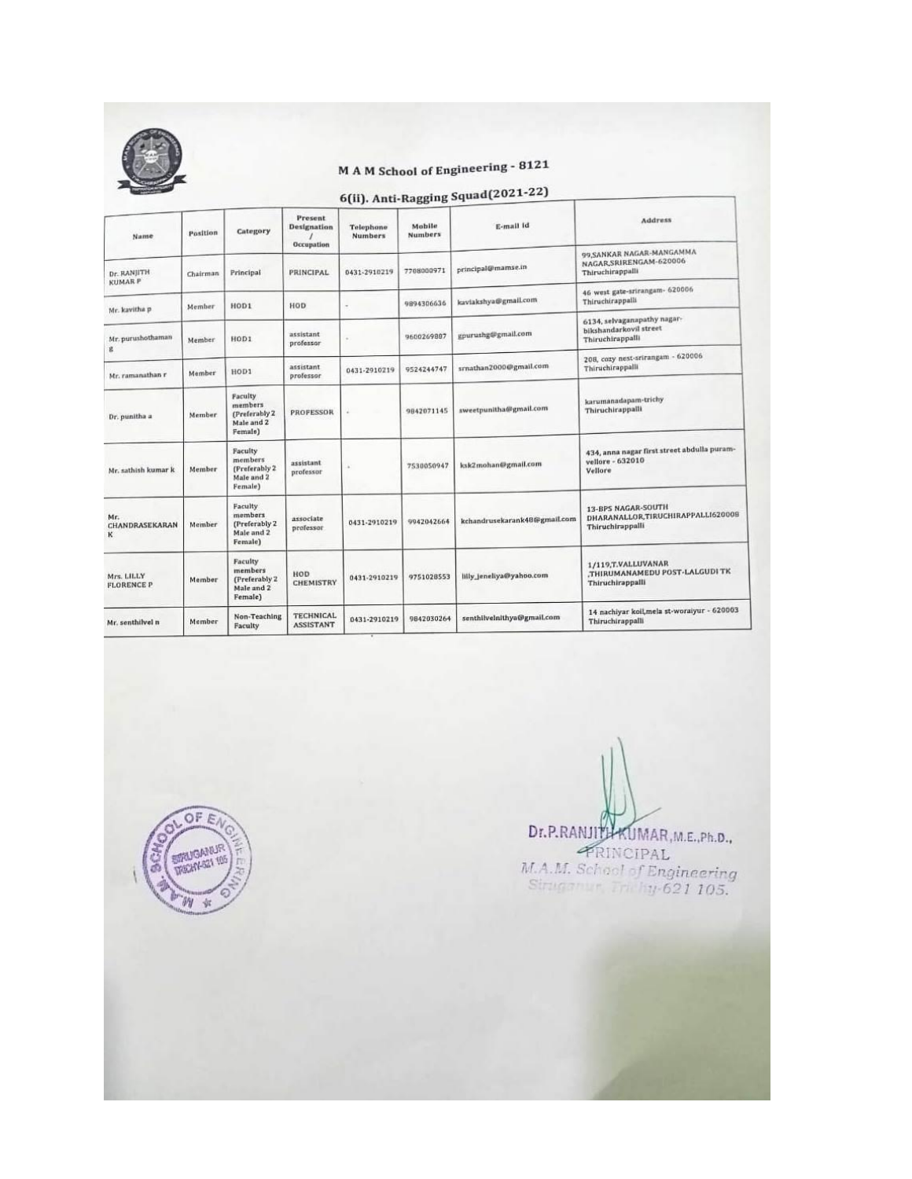# M A M School of Engineering - 8121

## 6(ii). Anti-Ragging Squad(2021-22)

| Name | Position | Category | Present Designation / Occupation | Telephone Numbers | Mobile Numbers | E-mail Id | Address |
|---|---|---|---|---|---|---|---|
| Dr. RANJITH KUMAR P | Chairman | Principal | PRINCIPAL | 0431-2910219 | 7708000971 | principal@mamse.in | 99,SANKAR NAGAR-MANGAMMA NAGAR,SRIRENGAM-620006 Thiruchirappalli |
| Mr. kavitha p | Member | HOD1 | HOD | - | 9894306636 | kaviakshya@gmail.com | 46 west gate-srirangam- 620006 Thiruchirappalli |
| Mr. purushothaman g | Member | HOD1 | assistant professor | - | 9600269807 | gpurushg@gmail.com | 6134, selvaganapathy nagar-bikshandarkovil street Thiruchirappalli |
| Mr. ramanathan r | Member | HOD1 | assistant professor | 0431-2910219 | 9524244747 | srnathan2000@gmail.com | 208, cozy nest-srirangam - 620006 Thiruchirappalli |
| Dr. punitha a | Member | Faculty members (Preferably 2 Male and 2 Female) | PROFESSOR | - | 9842071145 | sweetpunitha@gmail.com | karumanadapam-trichy Thiruchirappalli |
| Mr. sathish kumar k | Member | Faculty members (Preferably 2 Male and 2 Female) | assistant professor | - | 7530050947 | ksk2mohan@gmail.com | 434, anna nagar first street abdulla puram-vellore - 632010 Vellore |
| Mr. CHANDRASEKARAN K | Member | Faculty members (Preferably 2 Male and 2 Female) | associate professor | 0431-2910219 | 9942042664 | kchandrusekarank48@gmail.com | 13-BPS NAGAR-SOUTH DHARANALLOR,TIRUCHIRAPPALLI620008 Thiruchirappalli |
| Mrs. LILLY FLORENCE P | Member | Faculty members (Preferably 2 Male and 2 Female) | HOD CHEMISTRY | 0431-2910219 | 9751020553 | lilly_jeneliya@yahoo.com | 1/119,T.VALLUVANAR ,THIRUMANAMEDU POST-LALGUDI TK Thiruchirappalli |
| Mr. senthilvel n | Member | Non-Teaching Faculty | TECHNICAL ASSISTANT | 0431-2910219 | 9842030264 | senthilvelnithya@gmail.com | 14 nachiyar koil,mela st-woraiyur - 620003 Thiruchirappalli |

M.A.M. SCHOOL OF ENGINEERING SIRUGANUR TRICHY-621 105

Dr.P.RANJITH KUMAR,M.E.,Ph.D.,
PRINCIPAL
M.A.M. School of Engineering
Siruganur, Trichy-621 105.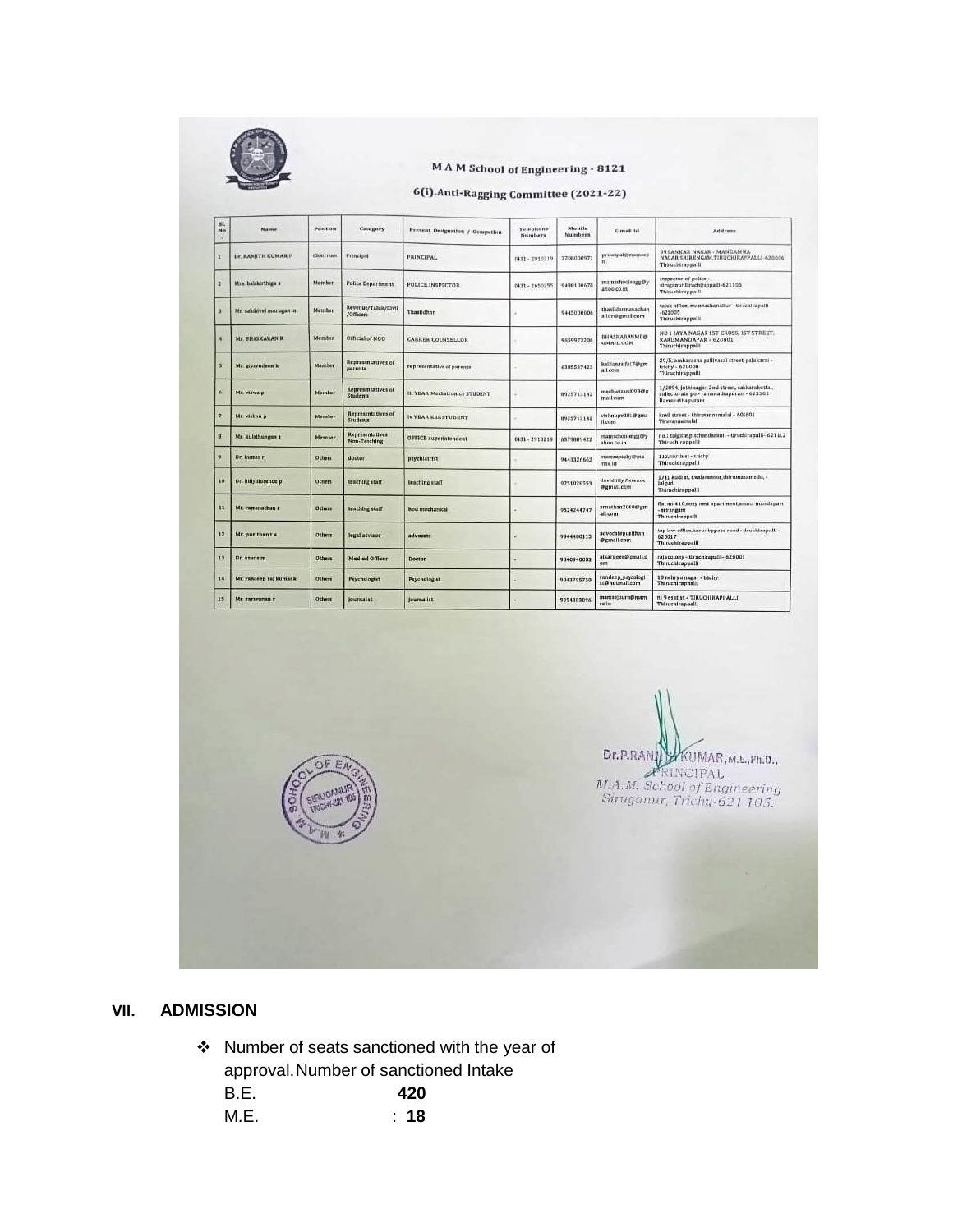M A M School of Engineering - 8121

6(i).Anti-Ragging Committee (2021-22)

| Sl. No | Name | Position | Category | Present Designation / Occupation | Telephone Numbers | Mobile Numbers | E-mail Id | Address |
|---|---|---|---|---|---|---|---|---|
| 1 | Dr. RANJITH KUMAR P | Chairman | Principal | PRINCIPAL | 0431 - 2910219 | 7708000971 | principal@mamse.in | 99 SANKAR NAGAR - MANGAMMA NAGAR,SRIRENGAM,TIRUCHIRAPPALLI-620006 Thiruchirappalli |
| 2 | Mrs. balakirthiga s | Member | Police Department | POLICE INSPECTOR | 0431 - 2650255 | 9498100670 | mamschoolengg@yahoo.co.in | inspector of police - siruganur,tiruchirappalli-621105 Thiruchirappalli |
| 3 | Mr. sakthivel murugan m | Member | Revenue/Taluk/Civil /Officers | Thasildhar | - | 9445000606 | thasildarmannachanallur@gmail.com | taluk office, mannachanallur - tiruchirapalli -621005 Thiruchirappalli |
| 4 | Mr. BHASKARAN R | Member | Official of NGO | CARRER COUNSELLOR | - | 9659973206 | BHASKARANME@GMAIL.COM | NO 1 JAYA NAGAR 1ST CROSS, 1ST STREET, KARUMANDAPAM - 620001 Thiruchirappalli |
| 5 | Mr. giyasudeen k | Member | Representatives of parents | representative of parents | - | 6385537423 | balilanasifa17@gmail.com | 29/5, ambarasha pallivasal street. palakarai - trichy - 620008 Thiruchirappalli |
| 6 | Mr. viswa p | Member | Representatives of Students | III YEAR Mechatronics STUDENT | - | 8925713142 | mechwizard008@gmail.com | 1/2894, jothinagar, 2nd street, sakkarakottai, collectorate po - ramanathapuram - 623503 Ramanathapuram |
| 7 | Mr. vishnu p | Member | Representatives of Students | Iv YEAR EEESTUDENT | - | 8925713142 | vishnupv30@gmail.com | kovil street - thiruvannamalai - 606601 Tiruvannamalai |
| 8 | Mr. kulothungan t | Member | Representatives Non-Teaching | OFFICE superintendent | 0431 - 2910219 | 6379889422 | mamschoolengg@yahoo.co.in | no.1 tolgate,pitchandarkoil - tiruchirapalli- 621112 Thiruchirappalli |
| 9 | Dr. kumar r | Others | doctor | psychiatrist | - | 9443326662 | mamsepachy@mamse.in | 112,north st - trichy Thiruchirappalli |
| 10 | Dr. lilly florence p | Others | teaching staff | teaching staff | - | 9751020553 | daviddlilly.florence@gmail.com | 1/11 kudi st, t.valaramoor,thirumanamedu, - lalgudi Thiruchirappalli |
| 11 | Mr. ramanathan r | Others | teaching staff | hod mechanical | - | 9524244747 | srnathan2010@gmail.com | flat no 410,cozy nest apartment,amma mandapam - srirangam Thiruchirappalli |
| 12 | Mr. purithan t.a | Others | legal advisor | advocate | - | 9944480115 | advocatepurithan@gmail.com | top inw office,karur bypass road - tiruchirapalli - 620017 Thiruchirappalli |
| 13 | Dr. azar s.m | Others | Medical Officer | Doctor | - | 9840940003 | ajkarpeer@gmail.com | rajacolony - tiruchirapalli- 620001 Thiruchirappalli |
| 14 | Mr. randeep raj kumar k | Others | Psychologist | Psychologist | - | 9843795750 | randeep_psycologist@hotmail.com | 10 nehru nagar - trichy Thiruchirappalli |
| 15 | Mr. saravanan r | Others | journalist | journalist | - | 9994383096 | mamsejourn@mamse.in | nl 9 east st - TIRUCHIRAPPALLI Thiruchirappalli |

Dr.P.RANJITH KUMAR,M.E.,Ph.D.,
PRINCIPAL
M.A.M. School of Engineering
Siruganur, Trichy-621 105.

## VII. ADMISSION

❖ Number of seats sanctioned with the year of approval. Number of sanctioned Intake

| | |
|---|---|
| B.E. | **420** |
| M.E. | : **18** |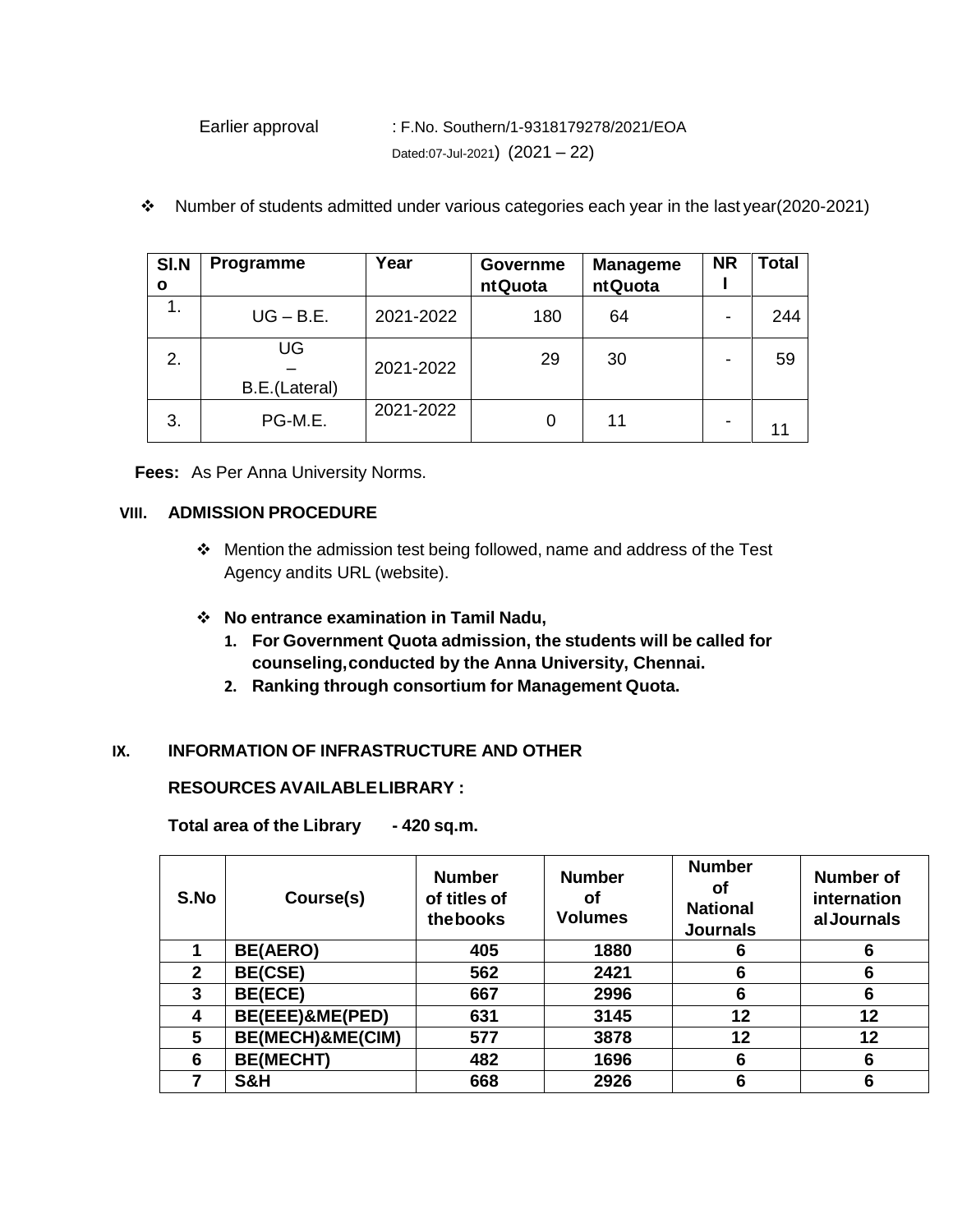Earlier approval : F.No. Southern/1-9318179278/2021/EOA
Dated:07-Jul-2021) (2021 – 22)

- Number of students admitted under various categories each year in the last year(2020-2021)

| Sl.No | Programme | Year | Government Quota | Management Quota | NRI | Total |
|---|---|---|---|---|---|---|
| 1. | UG – B.E. | 2021-2022 | 180 | 64 | - | 244 |
| 2. | UG – B.E.(Lateral) | 2021-2022 | 29 | 30 | - | 59 |
| 3. | PG-M.E. | 2021-2022 | 0 | 11 | - | 11 |

**Fees:** As Per Anna University Norms.

## VIII. ADMISSION PROCEDURE

- Mention the admission test being followed, name and address of the Test Agency and its URL (website).
- **No entrance examination in Tamil Nadu,**
  1. **For Government Quota admission, the students will be called for counseling, conducted by the Anna University, Chennai.**
  2. **Ranking through consortium for Management Quota.**

## IX. INFORMATION OF INFRASTRUCTURE AND OTHER

**RESOURCES AVAILABLE LIBRARY :**

**Total area of the Library - 420 sq.m.**

| S.No | Course(s) | Number of titles of the books | Number of Volumes | Number of National Journals | Number of international Journals |
|---|---|---|---|---|---|
| 1 | BE(AERO) | 405 | 1880 | 6 | 6 |
| 2 | BE(CSE) | 562 | 2421 | 6 | 6 |
| 3 | BE(ECE) | 667 | 2996 | 6 | 6 |
| 4 | BE(EEE)&ME(PED) | 631 | 3145 | 12 | 12 |
| 5 | BE(MECH)&ME(CIM) | 577 | 3878 | 12 | 12 |
| 6 | BE(MECHT) | 482 | 1696 | 6 | 6 |
| 7 | S&H | 668 | 2926 | 6 | 6 |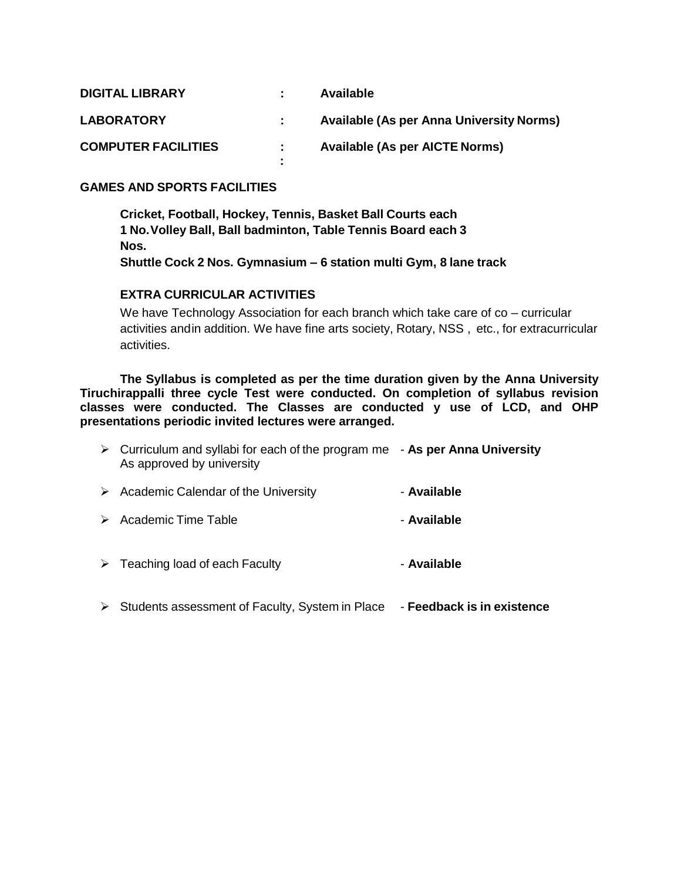**DIGITAL LIBRARY** : **Available**

**LABORATORY** : **Available (As per Anna University Norms)**

**COMPUTER FACILITIES** : **Available (As per AICTE Norms)**
:

**GAMES AND SPORTS FACILITIES**

**Cricket, Football, Hockey, Tennis, Basket Ball Courts each 1 No.Volley Ball, Ball badminton, Table Tennis Board each 3 Nos.**
**Shuttle Cock 2 Nos. Gymnasium – 6 station multi Gym, 8 lane track**

**EXTRA CURRICULAR ACTIVITIES**

We have Technology Association for each branch which take care of co – curricular activities andin addition. We have fine arts society, Rotary, NSS , etc., for extracurricular activities.

**The Syllabus is completed as per the time duration given by the Anna University Tiruchirappalli three cycle Test were conducted. On completion of syllabus revision classes were conducted. The Classes are conducted y use of LCD, and OHP presentations periodic invited lectures were arranged.**

- Curriculum and syllabi for each of the program me As approved by university - **As per Anna University**
- Academic Calendar of the University - **Available**
- Academic Time Table - **Available**
- Teaching load of each Faculty - **Available**
- Students assessment of Faculty, System in Place - **Feedback is in existence**